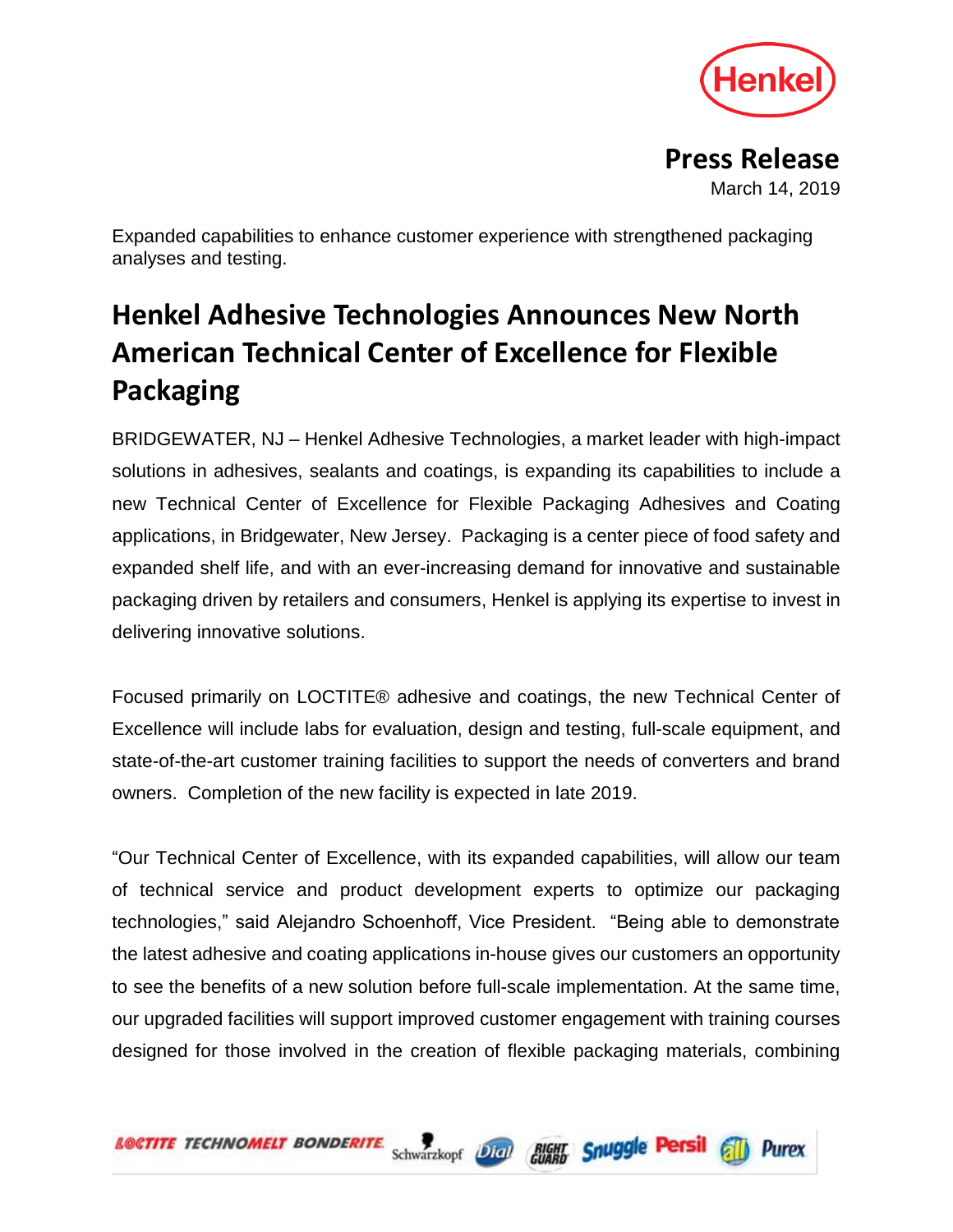**Press Release**

March 14, 2019

Expanded capabilities to enhance customer experience with strengthened packaging analyses and testing.

# Henkel Adhesive Technologies Announces New North American Technical Center of Excellence for Flexible Packaging

BRIDGEWATER, NJ – Henkel Adhesive Technologies, a market leader with high-impact solutions in adhesives, sealants and coatings, is expanding its capabilities to include a new Technical Center of Excellence for Flexible Packaging Adhesives and Coating applications, in Bridgewater, New Jersey. Packaging is a center piece of food safety and expanded shelf life, and with an ever-increasing demand for innovative and sustainable packaging driven by retailers and consumers, Henkel is applying its expertise to invest in delivering innovative solutions.

Focused primarily on LOCTITE® adhesive and coatings, the new Technical Center of Excellence will include labs for evaluation, design and testing, full-scale equipment, and state-of-the-art customer training facilities to support the needs of converters and brand owners. Completion of the new facility is expected in late 2019.

"Our Technical Center of Excellence, with its expanded capabilities, will allow our team of technical service and product development experts to optimize our packaging technologies," said Alejandro Schoenhoff, Vice President. "Being able to demonstrate the latest adhesive and coating applications in-house gives our customers an opportunity to see the benefits of a new solution before full-scale implementation. At the same time, our upgraded facilities will support improved customer engagement with training courses designed for those involved in the creation of flexible packaging materials, combining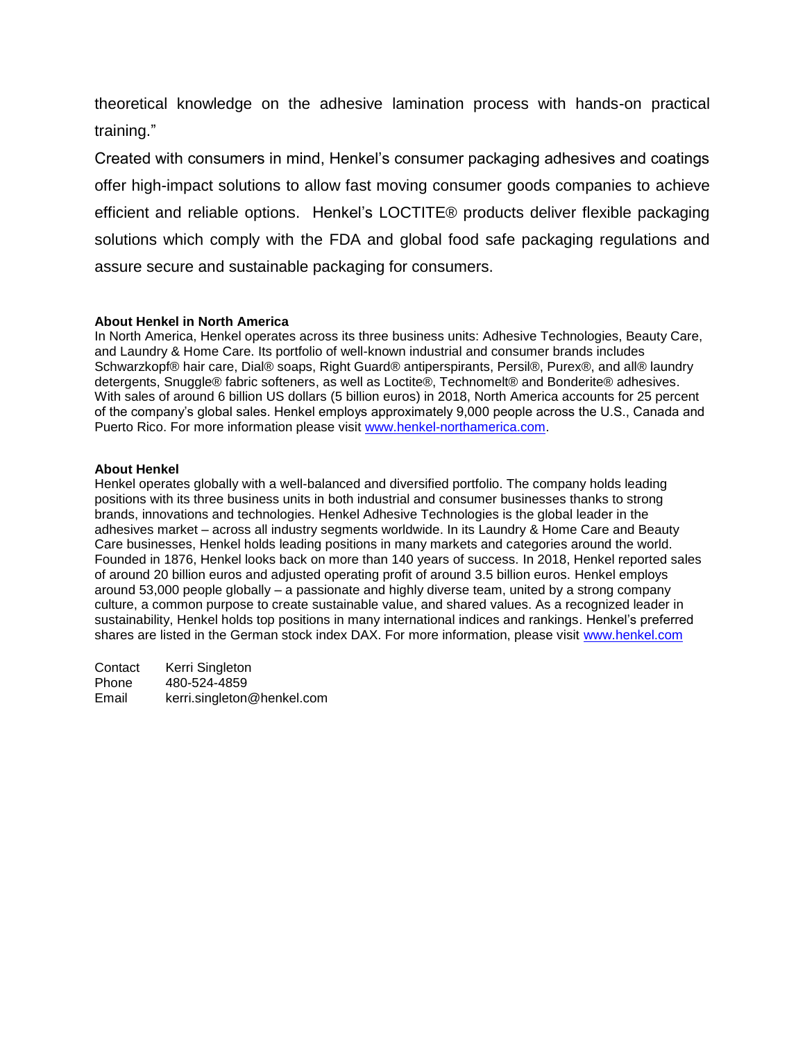theoretical knowledge on the adhesive lamination process with hands-on practical training."

Created with consumers in mind, Henkel's consumer packaging adhesives and coatings offer high-impact solutions to allow fast moving consumer goods companies to achieve efficient and reliable options. Henkel's LOCTITE® products deliver flexible packaging solutions which comply with the FDA and global food safe packaging regulations and assure secure and sustainable packaging for consumers.

**About Henkel in North America**

In North America, Henkel operates across its three business units: Adhesive Technologies, Beauty Care, and Laundry & Home Care. Its portfolio of well-known industrial and consumer brands includes Schwarzkopf® hair care, Dial® soaps, Right Guard® antiperspirants, Persil®, Purex®, and all® laundry detergents, Snuggle® fabric softeners, as well as Loctite®, Technomelt® and Bonderite® adhesives. With sales of around 6 billion US dollars (5 billion euros) in 2018, North America accounts for 25 percent of the company's global sales. Henkel employs approximately 9,000 people across the U.S., Canada and Puerto Rico. For more information please visit www.henkel-northamerica.com.

**About Henkel**

Henkel operates globally with a well-balanced and diversified portfolio. The company holds leading positions with its three business units in both industrial and consumer businesses thanks to strong brands, innovations and technologies. Henkel Adhesive Technologies is the global leader in the adhesives market – across all industry segments worldwide. In its Laundry & Home Care and Beauty Care businesses, Henkel holds leading positions in many markets and categories around the world. Founded in 1876, Henkel looks back on more than 140 years of success. In 2018, Henkel reported sales of around 20 billion euros and adjusted operating profit of around 3.5 billion euros. Henkel employs around 53,000 people globally – a passionate and highly diverse team, united by a strong company culture, a common purpose to create sustainable value, and shared values. As a recognized leader in sustainability, Henkel holds top positions in many international indices and rankings. Henkel's preferred shares are listed in the German stock index DAX. For more information, please visit www.henkel.com

| | |
|---|---|
| Contact | Kerri Singleton |
| Phone | 480-524-4859 |
| Email | kerri.singleton@henkel.com |